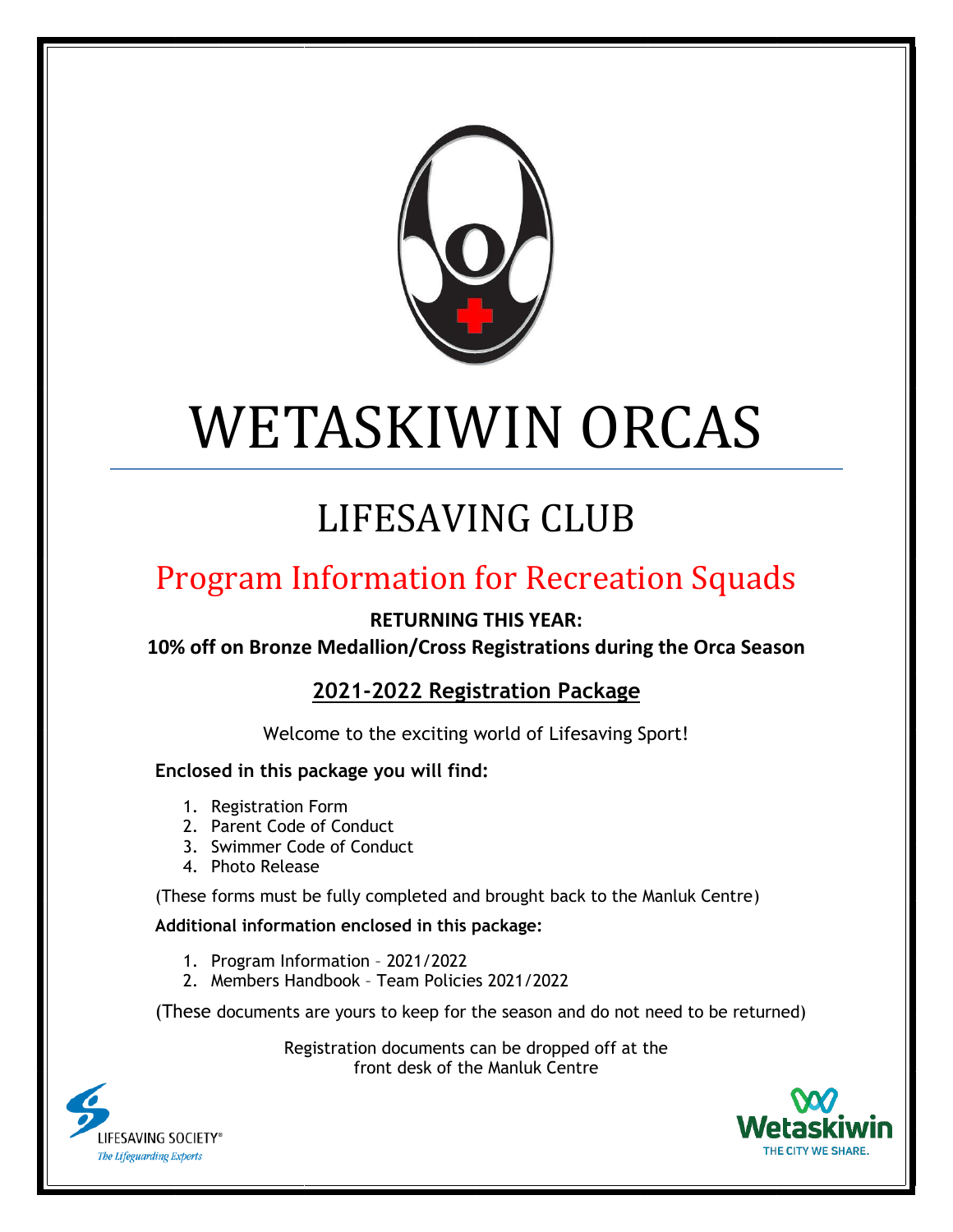# WETASKIWIN ORCAS

## LIFESAVING CLUB

## Program Information for Recreation Squads

**RETURNING THIS YEAR:**

**10% off on Bronze Medallion/Cross Registrations during the Orca Season**

### 2021-2022 Registration Package

Welcome to the exciting world of Lifesaving Sport!

**Enclosed in this package you will find:**

1. Registration Form
2. Parent Code of Conduct
3. Swimmer Code of Conduct
4. Photo Release

(These forms must be fully completed and brought back to the Manluk Centre)

**Additional information enclosed in this package:**

1. Program Information – 2021/2022
2. Members Handbook – Team Policies 2021/2022

(These documents are yours to keep for the season and do not need to be returned)

Registration documents can be dropped off at the front desk of the Manluk Centre

LIFESAVING SOCIETY®
*The Lifeguarding Experts*

Wetaskiwin
THE CITY WE SHARE.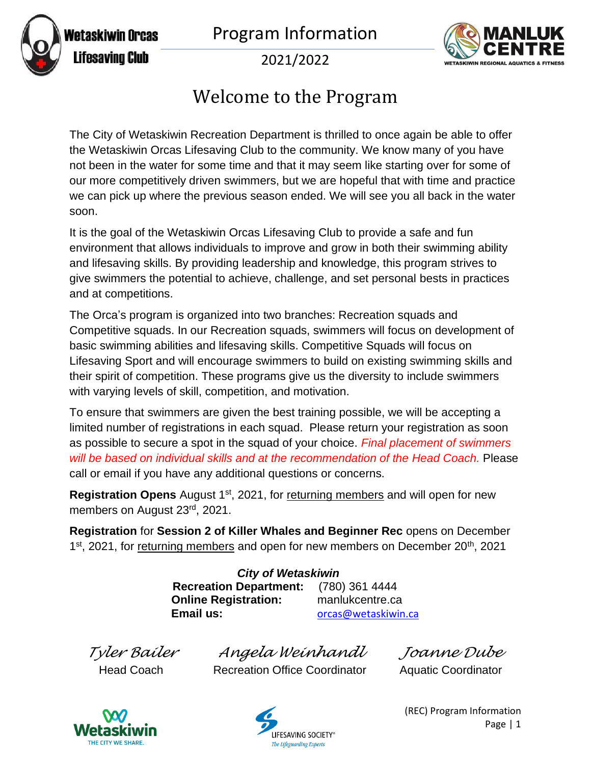Wetaskiwin Orcas Lifesaving Club

# Program Information

2021/2022

## Welcome to the Program

The City of Wetaskiwin Recreation Department is thrilled to once again be able to offer the Wetaskiwin Orcas Lifesaving Club to the community. We know many of you have not been in the water for some time and that it may seem like starting over for some of our more competitively driven swimmers, but we are hopeful that with time and practice we can pick up where the previous season ended. We will see you all back in the water soon.

It is the goal of the Wetaskiwin Orcas Lifesaving Club to provide a safe and fun environment that allows individuals to improve and grow in both their swimming ability and lifesaving skills. By providing leadership and knowledge, this program strives to give swimmers the potential to achieve, challenge, and set personal bests in practices and at competitions.

The Orca's program is organized into two branches: Recreation squads and Competitive squads. In our Recreation squads, swimmers will focus on development of basic swimming abilities and lifesaving skills. Competitive Squads will focus on Lifesaving Sport and will encourage swimmers to build on existing swimming skills and their spirit of competition. These programs give us the diversity to include swimmers with varying levels of skill, competition, and motivation.

To ensure that swimmers are given the best training possible, we will be accepting a limited number of registrations in each squad. Please return your registration as soon as possible to secure a spot in the squad of your choice. *Final placement of swimmers will be based on individual skills and at the recommendation of the Head Coach.* Please call or email if you have any additional questions or concerns.

**Registration Opens** August 1st, 2021, for returning members and will open for new members on August 23rd, 2021.

**Registration** for **Session 2 of Killer Whales and Beginner Rec** opens on December 1st, 2021, for returning members and open for new members on December 20th, 2021

***City of Wetaskiwin***

| | |
|---|---|
| **Recreation Department:** | (780) 361 4444 |
| **Online Registration:** | manlukcentre.ca |
| **Email us:** | orcas@wetaskiwin.ca |

| *Tyler Bailer* | *Angela Weinhandl* | *Joanne Dube* |
|---|---|---|
| Head Coach | Recreation Office Coordinator | Aquatic Coordinator |

(REC) Program Information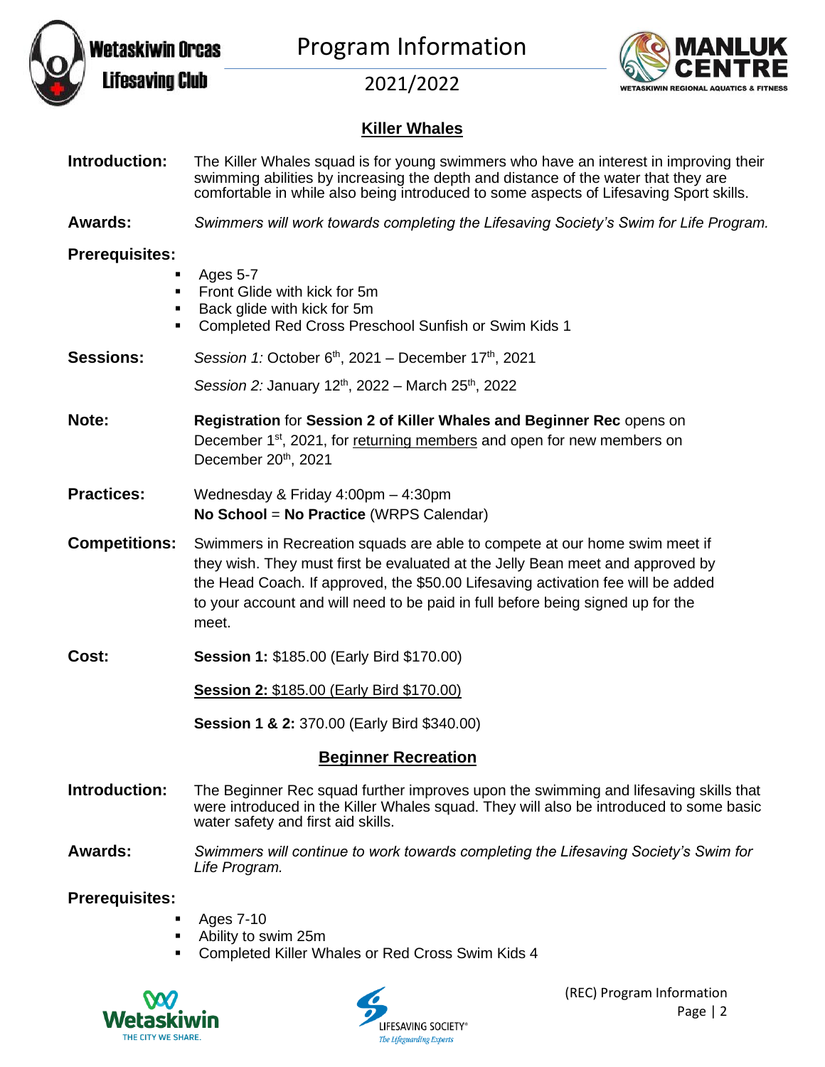## Killer Whales

**Introduction:** The Killer Whales squad is for young swimmers who have an interest in improving their swimming abilities by increasing the depth and distance of the water that they are comfortable in while also being introduced to some aspects of Lifesaving Sport skills.

**Awards:** *Swimmers will work towards completing the Lifesaving Society's Swim for Life Program.*

**Prerequisites:**

- Ages 5-7
- Front Glide with kick for 5m
- Back glide with kick for 5m
- Completed Red Cross Preschool Sunfish or Swim Kids 1

**Sessions:** *Session 1:* October 6th, 2021 – December 17th, 2021

*Session 2:* January 12th, 2022 – March 25th, 2022

**Note:** **Registration** for **Session 2 of Killer Whales and Beginner Rec** opens on December 1st, 2021, for <u>returning members</u> and open for new members on December 20th, 2021

**Practices:** Wednesday & Friday 4:00pm – 4:30pm
**No School** = **No Practice** (WRPS Calendar)

**Competitions:** Swimmers in Recreation squads are able to compete at our home swim meet if they wish. They must first be evaluated at the Jelly Bean meet and approved by the Head Coach. If approved, the $50.00 Lifesaving activation fee will be added to your account and will need to be paid in full before being signed up for the meet.

**Cost:** **Session 1:** $185.00 (Early Bird $170.00)

<u>**Session 2:** $185.00 (Early Bird $170.00)</u>

**Session 1 & 2:** 370.00 (Early Bird $340.00)

## Beginner Recreation

**Introduction:** The Beginner Rec squad further improves upon the swimming and lifesaving skills that were introduced in the Killer Whales squad. They will also be introduced to some basic water safety and first aid skills.

**Awards:** *Swimmers will continue to work towards completing the Lifesaving Society's Swim for Life Program.*

**Prerequisites:**

- Ages 7-10
- Ability to swim 25m
- Completed Killer Whales or Red Cross Swim Kids 4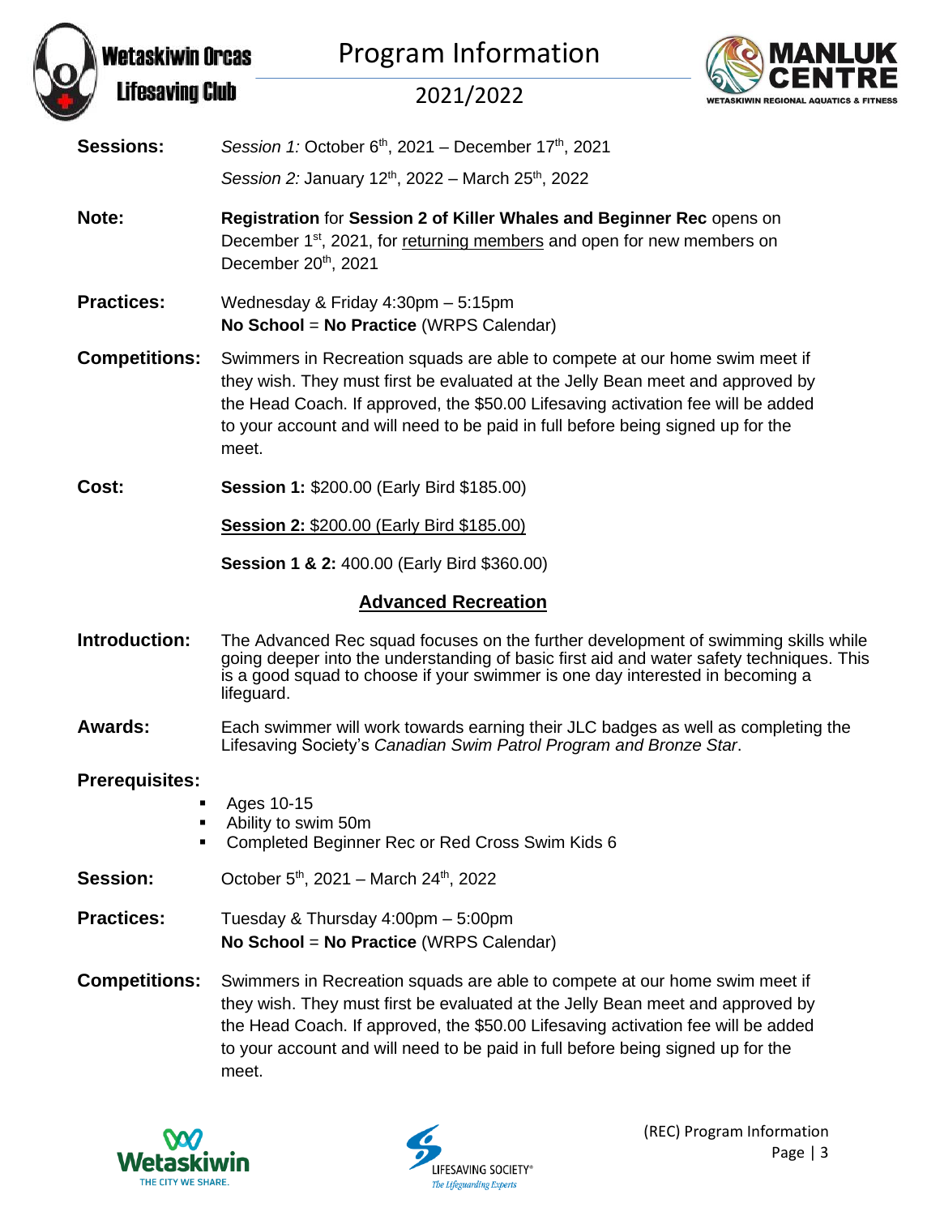**Sessions:** *Session 1:* October 6th, 2021 – December 17th, 2021

*Session 2:* January 12th, 2022 – March 25th, 2022

**Note:** **Registration** for **Session 2 of Killer Whales and Beginner Rec** opens on December 1st, 2021, for returning members and open for new members on December 20th, 2021

**Practices:** Wednesday & Friday 4:30pm – 5:15pm
**No School** = **No Practice** (WRPS Calendar)

**Competitions:** Swimmers in Recreation squads are able to compete at our home swim meet if they wish. They must first be evaluated at the Jelly Bean meet and approved by the Head Coach. If approved, the $50.00 Lifesaving activation fee will be added to your account and will need to be paid in full before being signed up for the meet.

**Cost:** **Session 1:** $200.00 (Early Bird $185.00)

**Session 2:** $200.00 (Early Bird $185.00)

**Session 1 & 2:** 400.00 (Early Bird $360.00)

## Advanced Recreation

**Introduction:** The Advanced Rec squad focuses on the further development of swimming skills while going deeper into the understanding of basic first aid and water safety techniques. This is a good squad to choose if your swimmer is one day interested in becoming a lifeguard.

**Awards:** Each swimmer will work towards earning their JLC badges as well as completing the Lifesaving Society's *Canadian Swim Patrol Program and Bronze Star*.

**Prerequisites:**

- Ages 10-15
- Ability to swim 50m
- Completed Beginner Rec or Red Cross Swim Kids 6

**Session:** October 5th, 2021 – March 24th, 2022

**Practices:** Tuesday & Thursday 4:00pm – 5:00pm
**No School** = **No Practice** (WRPS Calendar)

**Competitions:** Swimmers in Recreation squads are able to compete at our home swim meet if they wish. They must first be evaluated at the Jelly Bean meet and approved by the Head Coach. If approved, the $50.00 Lifesaving activation fee will be added to your account and will need to be paid in full before being signed up for the meet.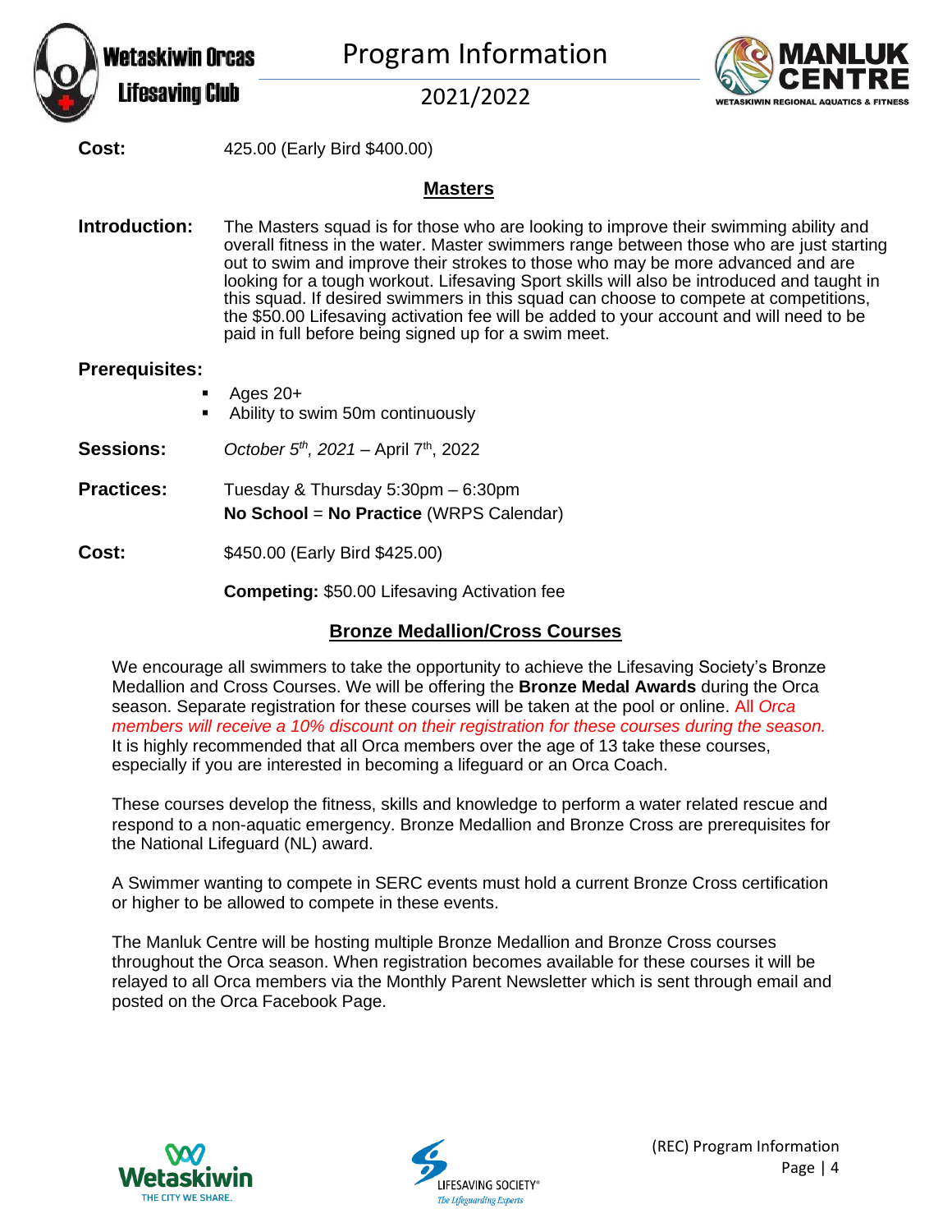**Cost:** 425.00 (Early Bird $400.00)

## Masters

**Introduction:** The Masters squad is for those who are looking to improve their swimming ability and overall fitness in the water. Master swimmers range between those who are just starting out to swim and improve their strokes to those who may be more advanced and are looking for a tough workout. Lifesaving Sport skills will also be introduced and taught in this squad. If desired swimmers in this squad can choose to compete at competitions, the $50.00 Lifesaving activation fee will be added to your account and will need to be paid in full before being signed up for a swim meet.

**Prerequisites:**

- Ages 20+
- Ability to swim 50m continuously

**Sessions:** *October 5th, 2021* – April 7th, 2022

**Practices:** Tuesday & Thursday 5:30pm – 6:30pm
**No School** = **No Practice** (WRPS Calendar)

**Cost:** $450.00 (Early Bird $425.00)

**Competing:** $50.00 Lifesaving Activation fee

## Bronze Medallion/Cross Courses

We encourage all swimmers to take the opportunity to achieve the Lifesaving Society's Bronze Medallion and Cross Courses. We will be offering the **Bronze Medal Awards** during the Orca season. Separate registration for these courses will be taken at the pool or online. All *Orca members will receive a 10% discount on their registration for these courses during the season.* It is highly recommended that all Orca members over the age of 13 take these courses, especially if you are interested in becoming a lifeguard or an Orca Coach.

These courses develop the fitness, skills and knowledge to perform a water related rescue and respond to a non-aquatic emergency. Bronze Medallion and Bronze Cross are prerequisites for the National Lifeguard (NL) award.

A Swimmer wanting to compete in SERC events must hold a current Bronze Cross certification or higher to be allowed to compete in these events.

The Manluk Centre will be hosting multiple Bronze Medallion and Bronze Cross courses throughout the Orca season. When registration becomes available for these courses it will be relayed to all Orca members via the Monthly Parent Newsletter which is sent through email and posted on the Orca Facebook Page.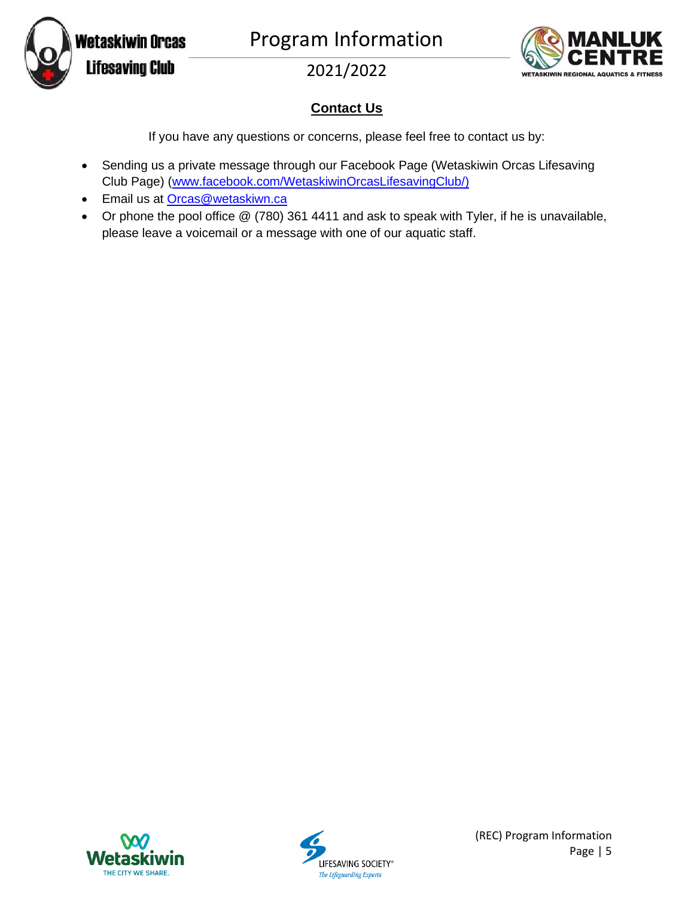## Contact Us

If you have any questions or concerns, please feel free to contact us by:

- Sending us a private message through our Facebook Page (Wetaskiwin Orcas Lifesaving Club Page) (www.facebook.com/WetaskiwinOrcasLifesavingClub/)
- Email us at Orcas@wetaskiwn.ca
- Or phone the pool office @ (780) 361 4411 and ask to speak with Tyler, if he is unavailable, please leave a voicemail or a message with one of our aquatic staff.